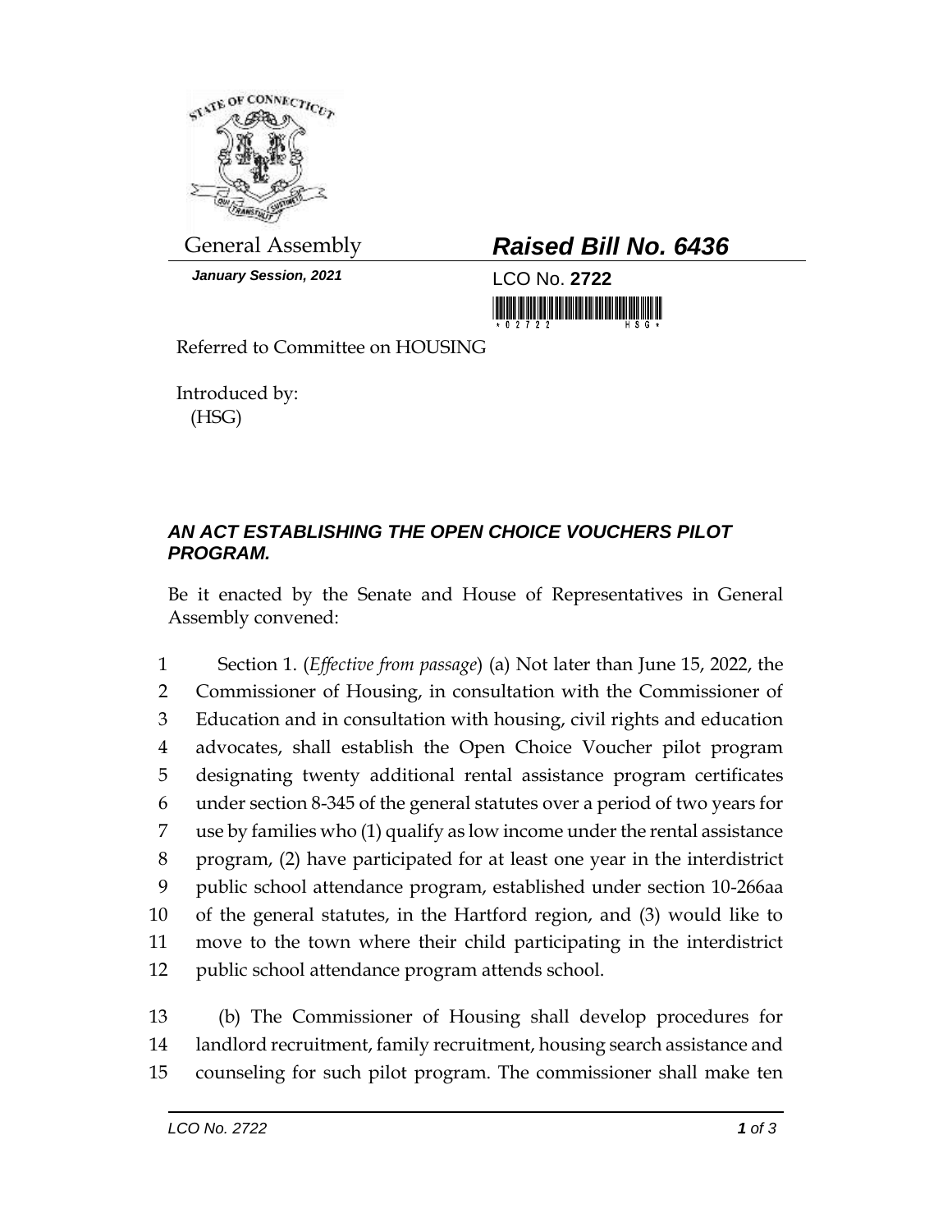General Assembly

***Raised Bill No. 6436***

***January Session, 2021***

LCO No. **2722**

Referred to Committee on HOUSING

Introduced by:
(HSG)

## *AN ACT ESTABLISHING THE OPEN CHOICE VOUCHERS PILOT PROGRAM.*

Be it enacted by the Senate and House of Representatives in General Assembly convened:

1 Section 1. (*Effective from passage*) (a) Not later than June 15, 2022, the
2 Commissioner of Housing, in consultation with the Commissioner of
3 Education and in consultation with housing, civil rights and education
4 advocates, shall establish the Open Choice Voucher pilot program
5 designating twenty additional rental assistance program certificates
6 under section 8-345 of the general statutes over a period of two years for
7 use by families who (1) qualify as low income under the rental assistance
8 program, (2) have participated for at least one year in the interdistrict
9 public school attendance program, established under section 10-266aa
10 of the general statutes, in the Hartford region, and (3) would like to
11 move to the town where their child participating in the interdistrict
12 public school attendance program attends school.

13 (b) The Commissioner of Housing shall develop procedures for
14 landlord recruitment, family recruitment, housing search assistance and
15 counseling for such pilot program. The commissioner shall make ten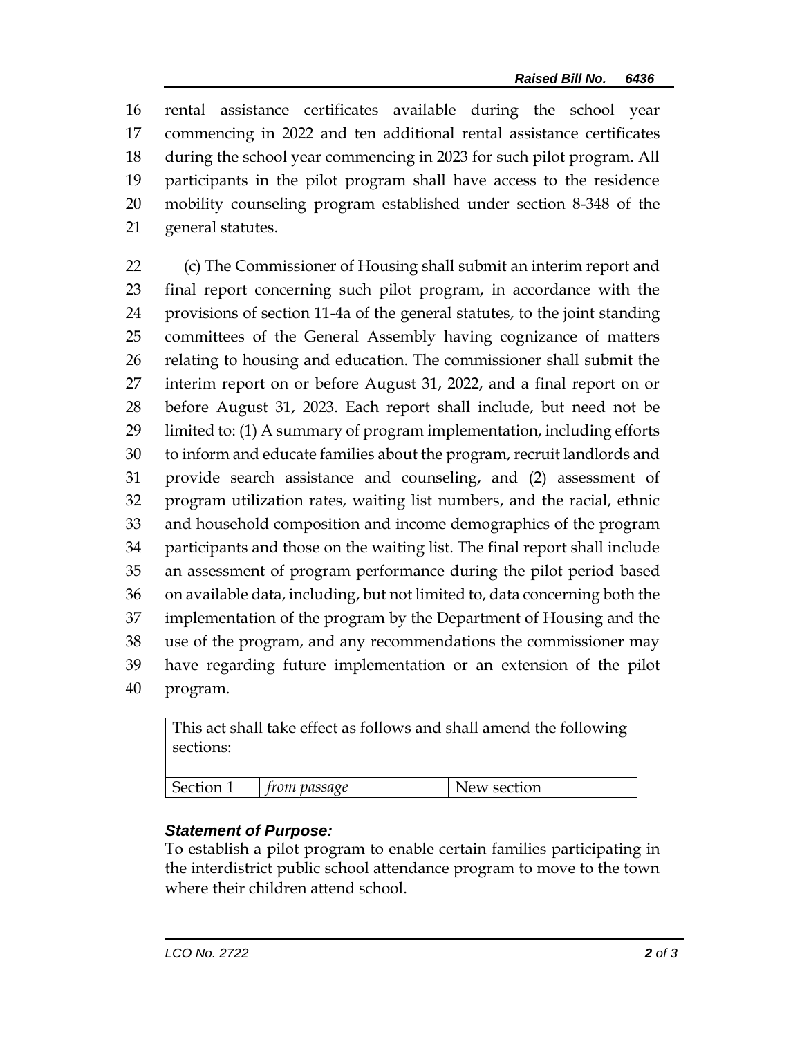rental assistance certificates available during the school year commencing in 2022 and ten additional rental assistance certificates during the school year commencing in 2023 for such pilot program. All participants in the pilot program shall have access to the residence mobility counseling program established under section 8-348 of the general statutes.

(c) The Commissioner of Housing shall submit an interim report and final report concerning such pilot program, in accordance with the provisions of section 11-4a of the general statutes, to the joint standing committees of the General Assembly having cognizance of matters relating to housing and education. The commissioner shall submit the interim report on or before August 31, 2022, and a final report on or before August 31, 2023. Each report shall include, but need not be limited to: (1) A summary of program implementation, including efforts to inform and educate families about the program, recruit landlords and provide search assistance and counseling, and (2) assessment of program utilization rates, waiting list numbers, and the racial, ethnic and household composition and income demographics of the program participants and those on the waiting list. The final report shall include an assessment of program performance during the pilot period based on available data, including, but not limited to, data concerning both the implementation of the program by the Department of Housing and the use of the program, and any recommendations the commissioner may have regarding future implementation or an extension of the pilot program.

| This act shall take effect as follows and shall amend the following sections: | | |
|---|---|---|
| Section 1 | *from passage* | New section |

***Statement of Purpose:***

To establish a pilot program to enable certain families participating in the interdistrict public school attendance program to move to the town where their children attend school.